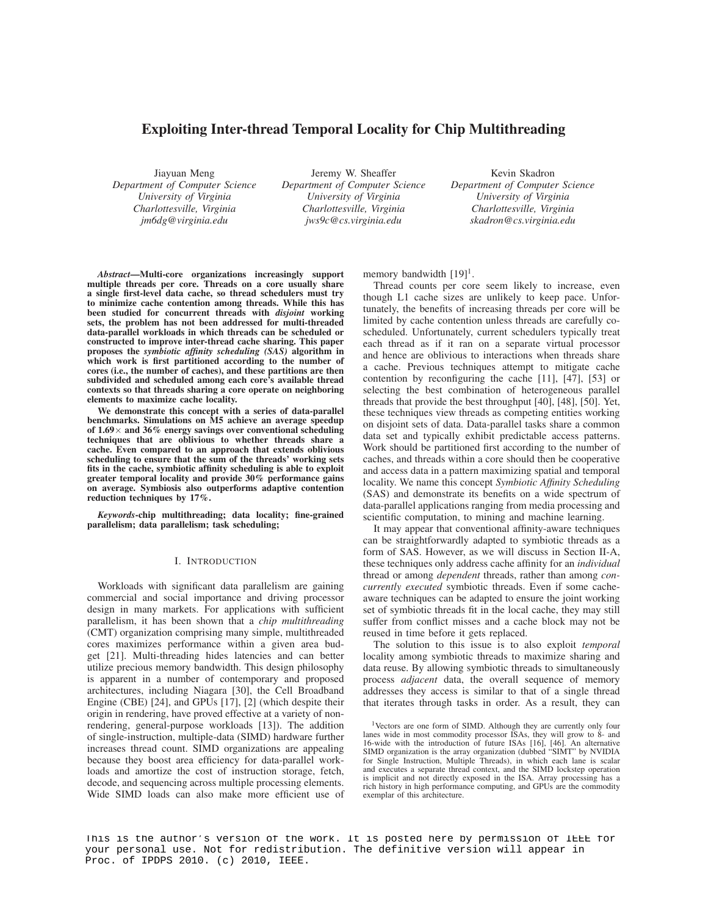# Exploiting Inter-thread Temporal Locality for Chip Multithreading

Jiayuan Meng
*Department of Computer Science*
*University of Virginia*
*Charlottesville, Virginia*
*jm6dg@virginia.edu*

Jeremy W. Sheaffer
*Department of Computer Science*
*University of Virginia*
*Charlottesville, Virginia*
*jws9c@cs.virginia.edu*

Kevin Skadron
*Department of Computer Science*
*University of Virginia*
*Charlottesville, Virginia*
*skadron@cs.virginia.edu*

***Abstract*—Multi-core organizations increasingly support multiple threads per core. Threads on a core usually share a single first-level data cache, so thread schedulers must try to minimize cache contention among threads. While this has been studied for concurrent threads with *disjoint* working sets, the problem has not been addressed for multi-threaded data-parallel workloads in which threads can be scheduled or constructed to improve inter-thread cache sharing. This paper proposes the *symbiotic affinity scheduling (SAS)* algorithm in which work is first partitioned according to the number of cores (i.e., the number of caches), and these partitions are then subdivided and scheduled among each core's available thread contexts so that threads sharing a core operate on neighboring elements to maximize cache locality.**

**We demonstrate this concept with a series of data-parallel benchmarks. Simulations on M5 achieve an average speedup of 1.69× and 36% energy savings over conventional scheduling techniques that are oblivious to whether threads share a cache. Even compared to an approach that extends oblivious scheduling to ensure that the sum of the threads' working sets fits in the cache, symbiotic affinity scheduling is able to exploit greater temporal locality and provide 30% performance gains on average. Symbiosis also outperforms adaptive contention reduction techniques by 17%.**

***Keywords*-chip multithreading; data locality; fine-grained parallelism; data parallelism; task scheduling;**

## I. Introduction

Workloads with significant data parallelism are gaining commercial and social importance and driving processor design in many markets. For applications with sufficient parallelism, it has been shown that a *chip multithreading* (CMT) organization comprising many simple, multithreaded cores maximizes performance within a given area budget [21]. Multi-threading hides latencies and can better utilize precious memory bandwidth. This design philosophy is apparent in a number of contemporary and proposed architectures, including Niagara [30], the Cell Broadband Engine (CBE) [24], and GPUs [17], [2] (which despite their origin in rendering, have proved effective at a variety of non-rendering, general-purpose workloads [13]). The addition of single-instruction, multiple-data (SIMD) hardware further increases thread count. SIMD organizations are appealing because they boost area efficiency for data-parallel workloads and amortize the cost of instruction storage, fetch, decode, and sequencing across multiple processing elements. Wide SIMD loads can also make more efficient use of memory bandwidth [19][1].

Thread counts per core seem likely to increase, even though L1 cache sizes are unlikely to keep pace. Unfortunately, the benefits of increasing threads per core will be limited by cache contention unless threads are carefully co-scheduled. Unfortunately, current schedulers typically treat each thread as if it ran on a separate virtual processor and hence are oblivious to interactions when threads share a cache. Previous techniques attempt to mitigate cache contention by reconfiguring the cache [11], [47], [53] or selecting the best combination of heterogeneous parallel threads that provide the best throughput [40], [48], [50]. Yet, these techniques view threads as competing entities working on disjoint sets of data. Data-parallel tasks share a common data set and typically exhibit predictable access patterns. Work should be partitioned first according to the number of caches, and threads within a core should then be cooperative and access data in a pattern maximizing spatial and temporal locality. We name this concept *Symbiotic Affinity Scheduling* (SAS) and demonstrate its benefits on a wide spectrum of data-parallel applications ranging from media processing and scientific computation, to mining and machine learning.

It may appear that conventional affinity-aware techniques can be straightforwardly adapted to symbiotic threads as a form of SAS. However, as we will discuss in Section II-A, these techniques only address cache affinity for an *individual* thread or among *dependent* threads, rather than among *concurrently executed* symbiotic threads. Even if some cache-aware techniques can be adapted to ensure the joint working set of symbiotic threads fit in the local cache, they may still suffer from conflict misses and a cache block may not be reused in time before it gets replaced.

The solution to this issue is to also exploit *temporal* locality among symbiotic threads to maximize sharing and data reuse. By allowing symbiotic threads to simultaneously process *adjacent* data, the overall sequence of memory addresses they access is similar to that of a single thread that iterates through tasks in order. As a result, they can

[1] Vectors are one form of SIMD. Although they are currently only four lanes wide in most commodity processor ISAs, they will grow to 8- and 16-wide with the introduction of future ISAs [16], [46]. An alternative SIMD organization is the array organization (dubbed "SIMT" by NVIDIA for Single Instruction, Multiple Threads), in which each lane is scalar and executes a separate thread context, and the SIMD lockstep operation is implicit and not directly exposed in the ISA. Array processing has a rich history in high performance computing, and GPUs are the commodity exemplar of this architecture.

This is the author's version of the work. It is posted here by permission of IEEE for your personal use. Not for redistribution. The definitive version will appear in Proc. of IPDPS 2010. (c) 2010, IEEE.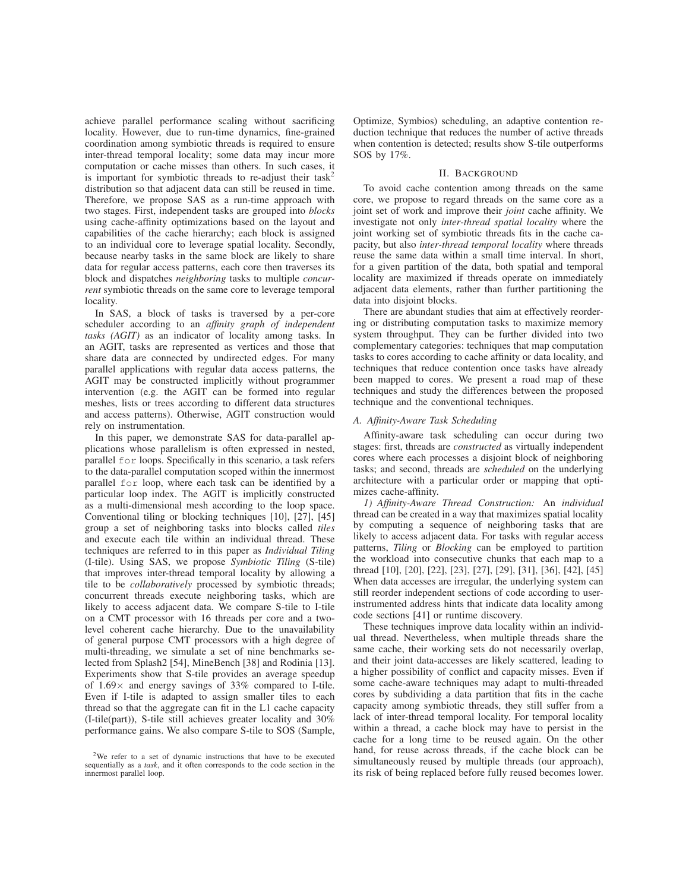achieve parallel performance scaling without sacrificing locality. However, due to run-time dynamics, fine-grained coordination among symbiotic threads is required to ensure inter-thread temporal locality; some data may incur more computation or cache misses than others. In such cases, it is important for symbiotic threads to re-adjust their task[2] distribution so that adjacent data can still be reused in time. Therefore, we propose SAS as a run-time approach with two stages. First, independent tasks are grouped into *blocks* using cache-affinity optimizations based on the layout and capabilities of the cache hierarchy; each block is assigned to an individual core to leverage spatial locality. Secondly, because nearby tasks in the same block are likely to share data for regular access patterns, each core then traverses its block and dispatches *neighboring* tasks to multiple *concurrent* symbiotic threads on the same core to leverage temporal locality.

In SAS, a block of tasks is traversed by a per-core scheduler according to an *affinity graph of independent tasks (AGIT)* as an indicator of locality among tasks. In an AGIT, tasks are represented as vertices and those that share data are connected by undirected edges. For many parallel applications with regular data access patterns, the AGIT may be constructed implicitly without programmer intervention (e.g. the AGIT can be formed into regular meshes, lists or trees according to different data structures and access patterns). Otherwise, AGIT construction would rely on instrumentation.

In this paper, we demonstrate SAS for data-parallel applications whose parallelism is often expressed in nested, parallel `for` loops. Specifically in this scenario, a task refers to the data-parallel computation scoped within the innermost parallel `for` loop, where each task can be identified by a particular loop index. The AGIT is implicitly constructed as a multi-dimensional mesh according to the loop space. Conventional tiling or blocking techniques [10], [27], [45] group a set of neighboring tasks into blocks called *tiles* and execute each tile within an individual thread. These techniques are referred to in this paper as *Individual Tiling* (I-tile). Using SAS, we propose *Symbiotic Tiling* (S-tile) that improves inter-thread temporal locality by allowing a tile to be *collaboratively* processed by symbiotic threads; concurrent threads execute neighboring tasks, which are likely to access adjacent data. We compare S-tile to I-tile on a CMT processor with 16 threads per core and a two-level coherent cache hierarchy. Due to the unavailability of general purpose CMT processors with a high degree of multi-threading, we simulate a set of nine benchmarks selected from Splash2 [54], MineBench [38] and Rodinia [13]. Experiments show that S-tile provides an average speedup of 1.69× and energy savings of 33% compared to I-tile. Even if I-tile is adapted to assign smaller tiles to each thread so that the aggregate can fit in the L1 cache capacity (I-tile(part)), S-tile still achieves greater locality and 30% performance gains. We also compare S-tile to SOS (Sample, Optimize, Symbios) scheduling, an adaptive contention reduction technique that reduces the number of active threads when contention is detected; results show S-tile outperforms SOS by 17%.

[2]We refer to a set of dynamic instructions that have to be executed sequentially as a *task*, and it often corresponds to the code section in the innermost parallel loop.

## II. Background

To avoid cache contention among threads on the same core, we propose to regard threads on the same core as a joint set of work and improve their *joint* cache affinity. We investigate not only *inter-thread spatial locality* where the joint working set of symbiotic threads fits in the cache capacity, but also *inter-thread temporal locality* where threads reuse the same data within a small time interval. In short, for a given partition of the data, both spatial and temporal locality are maximized if threads operate on immediately adjacent data elements, rather than further partitioning the data into disjoint blocks.

There are abundant studies that aim at effectively reordering or distributing computation tasks to maximize memory system throughput. They can be further divided into two complementary categories: techniques that map computation tasks to cores according to cache affinity or data locality, and techniques that reduce contention once tasks have already been mapped to cores. We present a road map of these techniques and study the differences between the proposed technique and the conventional techniques.

### A. Affinity-Aware Task Scheduling

Affinity-aware task scheduling can occur during two stages: first, threads are *constructed* as virtually independent cores where each processes a disjoint block of neighboring tasks; and second, threads are *scheduled* on the underlying architecture with a particular order or mapping that optimizes cache-affinity.

*1) Affinity-Aware Thread Construction:* An *individual* thread can be created in a way that maximizes spatial locality by computing a sequence of neighboring tasks that are likely to access adjacent data. For tasks with regular access patterns, *Tiling* or *Blocking* can be employed to partition the workload into consecutive chunks that each map to a thread [10], [20], [22], [23], [27], [29], [31], [36], [42], [45] When data accesses are irregular, the underlying system can still reorder independent sections of code according to user-instrumented address hints that indicate data locality among code sections [41] or runtime discovery.

These techniques improve data locality within an individual thread. Nevertheless, when multiple threads share the same cache, their working sets do not necessarily overlap, and their joint data-accesses are likely scattered, leading to a higher possibility of conflict and capacity misses. Even if some cache-aware techniques may adapt to multi-threaded cores by subdividing a data partition that fits in the cache capacity among symbiotic threads, they still suffer from a lack of inter-thread temporal locality. For temporal locality within a thread, a cache block may have to persist in the cache for a long time to be reused again. On the other hand, for reuse across threads, if the cache block can be simultaneously reused by multiple threads (our approach), its risk of being replaced before fully reused becomes lower.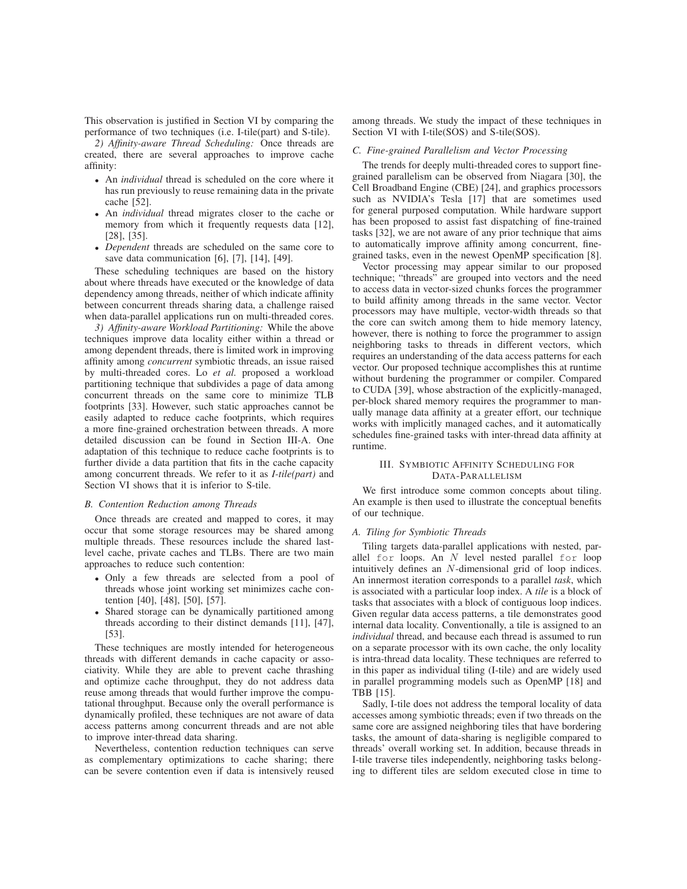This observation is justified in Section VI by comparing the performance of two techniques (i.e. I-tile(part) and S-tile).

*2) Affinity-aware Thread Scheduling:* Once threads are created, there are several approaches to improve cache affinity:

- An *individual* thread is scheduled on the core where it has run previously to reuse remaining data in the private cache [52].
- An *individual* thread migrates closer to the cache or memory from which it frequently requests data [12], [28], [35].
- *Dependent* threads are scheduled on the same core to save data communication [6], [7], [14], [49].

These scheduling techniques are based on the history about where threads have executed or the knowledge of data dependency among threads, neither of which indicate affinity between concurrent threads sharing data, a challenge raised when data-parallel applications run on multi-threaded cores.

*3) Affinity-aware Workload Partitioning:* While the above techniques improve data locality either within a thread or among dependent threads, there is limited work in improving affinity among *concurrent* symbiotic threads, an issue raised by multi-threaded cores. Lo *et al.* proposed a workload partitioning technique that subdivides a page of data among concurrent threads on the same core to minimize TLB footprints [33]. However, such static approaches cannot be easily adapted to reduce cache footprints, which requires a more fine-grained orchestration between threads. A more detailed discussion can be found in Section III-A. One adaptation of this technique to reduce cache footprints is to further divide a data partition that fits in the cache capacity among concurrent threads. We refer to it as *I-tile(part)* and Section VI shows that it is inferior to S-tile.

### B. Contention Reduction among Threads

Once threads are created and mapped to cores, it may occur that some storage resources may be shared among multiple threads. These resources include the shared last-level cache, private caches and TLBs. There are two main approaches to reduce such contention:

- Only a few threads are selected from a pool of threads whose joint working set minimizes cache contention [40], [48], [50], [57].
- Shared storage can be dynamically partitioned among threads according to their distinct demands [11], [47], [53].

These techniques are mostly intended for heterogeneous threads with different demands in cache capacity or associativity. While they are able to prevent cache thrashing and optimize cache throughput, they do not address data reuse among threads that would further improve the computational throughput. Because only the overall performance is dynamically profiled, these techniques are not aware of data access patterns among concurrent threads and are not able to improve inter-thread data sharing.

Nevertheless, contention reduction techniques can serve as complementary optimizations to cache sharing; there can be severe contention even if data is intensively reused among threads. We study the impact of these techniques in Section VI with I-tile(SOS) and S-tile(SOS).

### C. Fine-grained Parallelism and Vector Processing

The trends for deeply multi-threaded cores to support fine-grained parallelism can be observed from Niagara [30], the Cell Broadband Engine (CBE) [24], and graphics processors such as NVIDIA's Tesla [17] that are sometimes used for general purposed computation. While hardware support has been proposed to assist fast dispatching of fine-trained tasks [32], we are not aware of any prior technique that aims to automatically improve affinity among concurrent, fine-grained tasks, even in the newest OpenMP specification [8].

Vector processing may appear similar to our proposed technique; "threads" are grouped into vectors and the need to access data in vector-sized chunks forces the programmer to build affinity among threads in the same vector. Vector processors may have multiple, vector-width threads so that the core can switch among them to hide memory latency, however, there is nothing to force the programmer to assign neighboring tasks to threads in different vectors, which requires an understanding of the data access patterns for each vector. Our proposed technique accomplishes this at runtime without burdening the programmer or compiler. Compared to CUDA [39], whose abstraction of the explicitly-managed, per-block shared memory requires the programmer to manually manage data affinity at a greater effort, our technique works with implicitly managed caches, and it automatically schedules fine-grained tasks with inter-thread data affinity at runtime.

## III. Symbiotic Affinity Scheduling for Data-Parallelism

We first introduce some common concepts about tiling. An example is then used to illustrate the conceptual benefits of our technique.

### A. Tiling for Symbiotic Threads

Tiling targets data-parallel applications with nested, parallel `for` loops. An $N$ level nested parallel `for` loop intuitively defines an $N$-dimensional grid of loop indices. An innermost iteration corresponds to a parallel *task*, which is associated with a particular loop index. A *tile* is a block of tasks that associates with a block of contiguous loop indices. Given regular data access patterns, a tile demonstrates good internal data locality. Conventionally, a tile is assigned to an *individual* thread, and because each thread is assumed to run on a separate processor with its own cache, the only locality is intra-thread data locality. These techniques are referred to in this paper as individual tiling (I-tile) and are widely used in parallel programming models such as OpenMP [18] and TBB [15].

Sadly, I-tile does not address the temporal locality of data accesses among symbiotic threads; even if two threads on the same core are assigned neighboring tiles that have bordering tasks, the amount of data-sharing is negligible compared to threads' overall working set. In addition, because threads in I-tile traverse tiles independently, neighboring tasks belonging to different tiles are seldom executed close in time to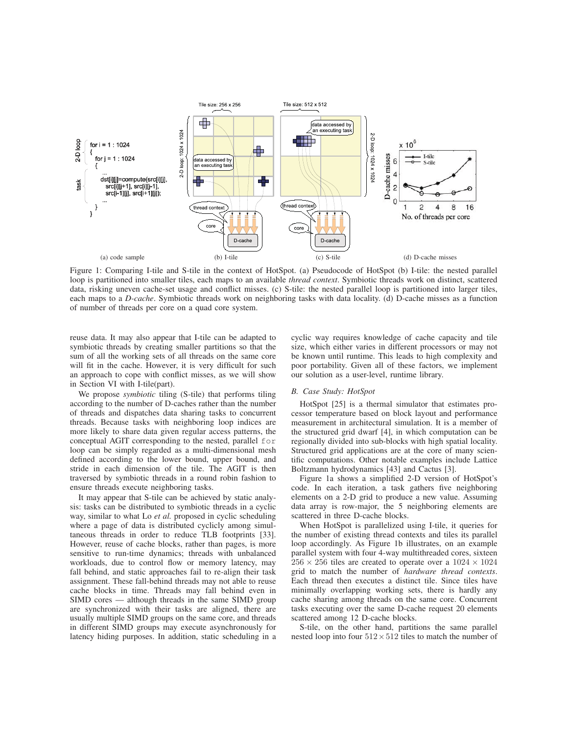Figure 1: Comparing I-tile and S-tile in the context of HotSpot. (a) Pseudocode of HotSpot (b) I-tile: the nested parallel loop is partitioned into smaller tiles, each maps to an available *thread context*. Symbiotic threads work on distinct, scattered data, risking uneven cache-set usage and conflict misses. (c) S-tile: the nested parallel loop is partitioned into larger tiles, each maps to a *D-cache*. Symbiotic threads work on neighboring tasks with data locality. (d) D-cache misses as a function of number of threads per core on a quad core system.

reuse data. It may also appear that I-tile can be adapted to symbiotic threads by creating smaller partitions so that the sum of all the working sets of all threads on the same core will fit in the cache. However, it is very difficult for such an approach to cope with conflict misses, as we will show in Section VI with I-tile(part).

We propose *symbiotic* tiling (S-tile) that performs tiling according to the number of D-caches rather than the number of threads and dispatches data sharing tasks to concurrent threads. Because tasks with neighboring loop indices are more likely to share data given regular access patterns, the conceptual AGIT corresponding to the nested, parallel `for` loop can be simply regarded as a multi-dimensional mesh defined according to the lower bound, upper bound, and stride in each dimension of the tile. The AGIT is then traversed by symbiotic threads in a round robin fashion to ensure threads execute neighboring tasks.

It may appear that S-tile can be achieved by static analysis: tasks can be distributed to symbiotic threads in a cyclic way, similar to what Lo *et al.* proposed in cyclic scheduling where a page of data is distributed cyclicly among simultaneous threads in order to reduce TLB footprints [33]. However, reuse of cache blocks, rather than pages, is more sensitive to run-time dynamics; threads with unbalanced workloads, due to control flow or memory latency, may fall behind, and static approaches fail to re-align their task assignment. These fall-behind threads may not able to reuse cache blocks in time. Threads may fall behind even in SIMD cores — although threads in the same SIMD group are synchronized with their tasks aligned, there are usually multiple SIMD groups on the same core, and threads in different SIMD groups may execute asynchronously for latency hiding purposes. In addition, static scheduling in a cyclic way requires knowledge of cache capacity and tile size, which either varies in different processors or may not be known until runtime. This leads to high complexity and poor portability. Given all of these factors, we implement our solution as a user-level, runtime library.

### B. Case Study: HotSpot

HotSpot [25] is a thermal simulator that estimates processor temperature based on block layout and performance measurement in architectural simulation. It is a member of the structured grid dwarf [4], in which computation can be regionally divided into sub-blocks with high spatial locality. Structured grid applications are at the core of many scientific computations. Other notable examples include Lattice Boltzmann hydrodynamics [43] and Cactus [3].

Figure 1a shows a simplified 2-D version of HotSpot's code. In each iteration, a task gathers five neighboring elements on a 2-D grid to produce a new value. Assuming data array is row-major, the 5 neighboring elements are scattered in three D-cache blocks.

When HotSpot is parallelized using I-tile, it queries for the number of existing thread contexts and tiles its parallel loop accordingly. As Figure 1b illustrates, on an example parallel system with four 4-way multithreaded cores, sixteen $256 \times 256$ tiles are created to operate over a $1024 \times 1024$ grid to match the number of *hardware thread contexts*. Each thread then executes a distinct tile. Since tiles have minimally overlapping working sets, there is hardly any cache sharing among threads on the same core. Concurrent tasks executing over the same D-cache request 20 elements scattered among 12 D-cache blocks.

S-tile, on the other hand, partitions the same parallel nested loop into four $512 \times 512$ tiles to match the number of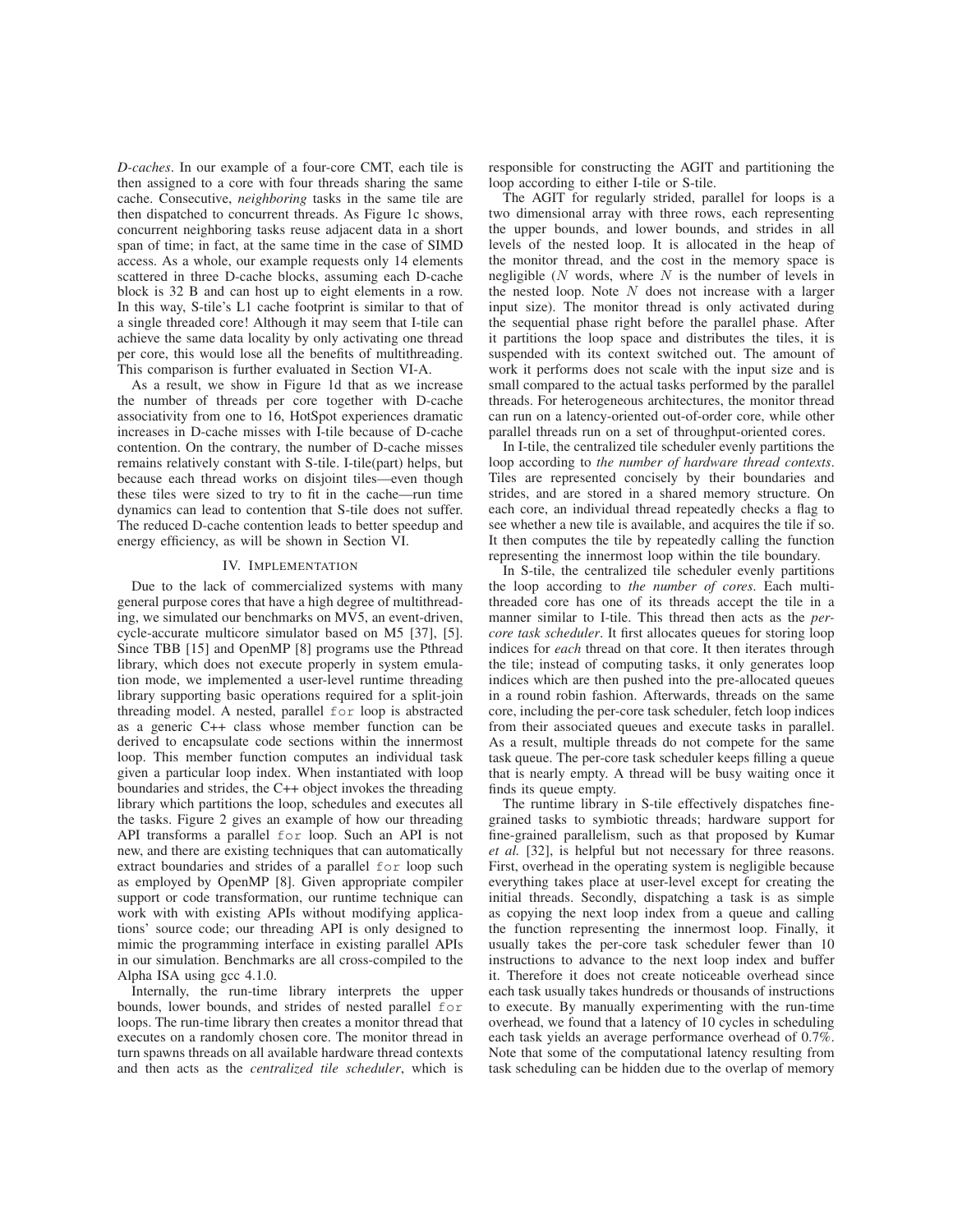*D-caches*. In our example of a four-core CMT, each tile is then assigned to a core with four threads sharing the same cache. Consecutive, *neighboring* tasks in the same tile are then dispatched to concurrent threads. As Figure 1c shows, concurrent neighboring tasks reuse adjacent data in a short span of time; in fact, at the same time in the case of SIMD access. As a whole, our example requests only 14 elements scattered in three D-cache blocks, assuming each D-cache block is 32 B and can host up to eight elements in a row. In this way, S-tile's L1 cache footprint is similar to that of a single threaded core! Although it may seem that I-tile can achieve the same data locality by only activating one thread per core, this would lose all the benefits of multithreading. This comparison is further evaluated in Section VI-A.

As a result, we show in Figure 1d that as we increase the number of threads per core together with D-cache associativity from one to 16, HotSpot experiences dramatic increases in D-cache misses with I-tile because of D-cache contention. On the contrary, the number of D-cache misses remains relatively constant with S-tile. I-tile(part) helps, but because each thread works on disjoint tiles—even though these tiles were sized to try to fit in the cache—run time dynamics can lead to contention that S-tile does not suffer. The reduced D-cache contention leads to better speedup and energy efficiency, as will be shown in Section VI.

## IV. Implementation

Due to the lack of commercialized systems with many general purpose cores that have a high degree of multithreading, we simulated our benchmarks on MV5, an event-driven, cycle-accurate multicore simulator based on M5 [37], [5]. Since TBB [15] and OpenMP [8] programs use the Pthread library, which does not execute properly in system emulation mode, we implemented a user-level runtime threading library supporting basic operations required for a split-join threading model. A nested, parallel `for` loop is abstracted as a generic C++ class whose member function can be derived to encapsulate code sections within the innermost loop. This member function computes an individual task given a particular loop index. When instantiated with loop boundaries and strides, the C++ object invokes the threading library which partitions the loop, schedules and executes all the tasks. Figure 2 gives an example of how our threading API transforms a parallel `for` loop. Such an API is not new, and there are existing techniques that can automatically extract boundaries and strides of a parallel `for` loop such as employed by OpenMP [8]. Given appropriate compiler support or code transformation, our runtime technique can work with with existing APIs without modifying applications' source code; our threading API is only designed to mimic the programming interface in existing parallel APIs in our simulation. Benchmarks are all cross-compiled to the Alpha ISA using gcc 4.1.0.

Internally, the run-time library interprets the upper bounds, lower bounds, and strides of nested parallel `for` loops. The run-time library then creates a monitor thread that executes on a randomly chosen core. The monitor thread in turn spawns threads on all available hardware thread contexts and then acts as the *centralized tile scheduler*, which is responsible for constructing the AGIT and partitioning the loop according to either I-tile or S-tile.

The AGIT for regularly strided, parallel for loops is a two dimensional array with three rows, each representing the upper bounds, and lower bounds, and strides in all levels of the nested loop. It is allocated in the heap of the monitor thread, and the cost in the memory space is negligible ($N$ words, where $N$ is the number of levels in the nested loop. Note $N$ does not increase with a larger input size). The monitor thread is only activated during the sequential phase right before the parallel phase. After it partitions the loop space and distributes the tiles, it is suspended with its context switched out. The amount of work it performs does not scale with the input size and is small compared to the actual tasks performed by the parallel threads. For heterogeneous architectures, the monitor thread can run on a latency-oriented out-of-order core, while other parallel threads run on a set of throughput-oriented cores.

In I-tile, the centralized tile scheduler evenly partitions the loop according to *the number of hardware thread contexts*. Tiles are represented concisely by their boundaries and strides, and are stored in a shared memory structure. On each core, an individual thread repeatedly checks a flag to see whether a new tile is available, and acquires the tile if so. It then computes the tile by repeatedly calling the function representing the innermost loop within the tile boundary.

In S-tile, the centralized tile scheduler evenly partitions the loop according to *the number of cores*. Each multithreaded core has one of its threads accept the tile in a manner similar to I-tile. This thread then acts as the *per-core task scheduler*. It first allocates queues for storing loop indices for *each* thread on that core. It then iterates through the tile; instead of computing tasks, it only generates loop indices which are then pushed into the pre-allocated queues in a round robin fashion. Afterwards, threads on the same core, including the per-core task scheduler, fetch loop indices from their associated queues and execute tasks in parallel. As a result, multiple threads do not compete for the same task queue. The per-core task scheduler keeps filling a queue that is nearly empty. A thread will be busy waiting once it finds its queue empty.

The runtime library in S-tile effectively dispatches fine-grained tasks to symbiotic threads; hardware support for fine-grained parallelism, such as that proposed by Kumar *et al.* [32], is helpful but not necessary for three reasons. First, overhead in the operating system is negligible because everything takes place at user-level except for creating the initial threads. Secondly, dispatching a task is as simple as copying the next loop index from a queue and calling the function representing the innermost loop. Finally, it usually takes the per-core task scheduler fewer than 10 instructions to advance to the next loop index and buffer it. Therefore it does not create noticeable overhead since each task usually takes hundreds or thousands of instructions to execute. By manually experimenting with the run-time overhead, we found that a latency of 10 cycles in scheduling each task yields an average performance overhead of 0.7%. Note that some of the computational latency resulting from task scheduling can be hidden due to the overlap of memory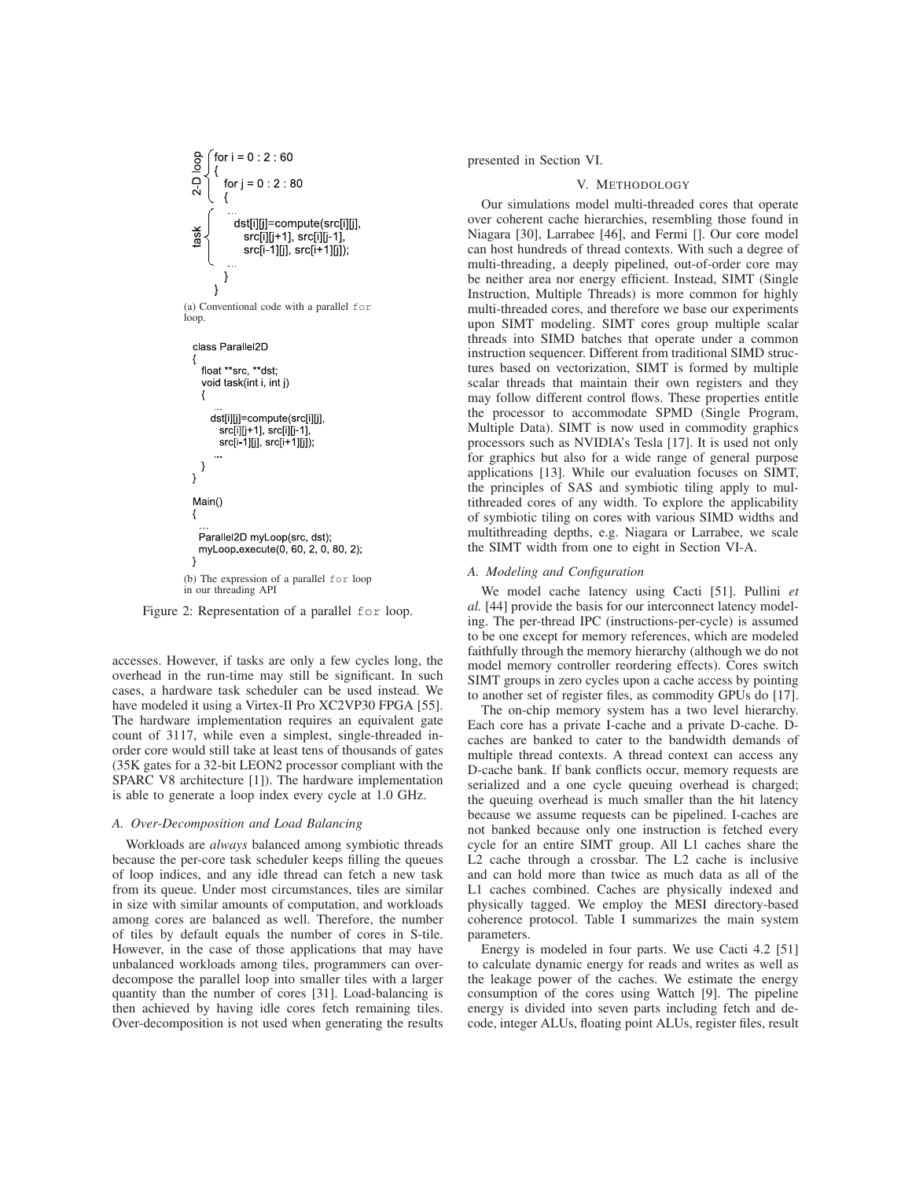```
for i = 0 : 2 : 60
{
  for j = 0 : 2 : 80
  {
    ...
    dst[i][j]=compute(src[i][j],
      src[i][j+1], src[i][j-1],
      src[i-1][j], src[i+1][j]);
    ...
  }
}
```

(a) Conventional code with a parallel `for` loop.

```
class Parallel2D
{
  float **src, **dst;
  void task(int i, int j)
  {
    ...
    dst[i][j]=compute(src[i][j],
      src[i][j+1], src[i][j-1],
      src[i-1][j], src[i+1][j]);
    ...
  }
}

Main()
{
  ...
  Parallel2D myLoop(src, dst);
  myLoop.execute(0, 60, 2, 0, 80, 2);
}
```

(b) The expression of a parallel `for` loop in our threading API

Figure 2: Representation of a parallel `for` loop.

accesses. However, if tasks are only a few cycles long, the overhead in the run-time may still be significant. In such cases, a hardware task scheduler can be used instead. We have modeled it using a Virtex-II Pro XC2VP30 FPGA [55]. The hardware implementation requires an equivalent gate count of 3117, while even a simplest, single-threaded in-order core would still take at least tens of thousands of gates (35K gates for a 32-bit LEON2 processor compliant with the SPARC V8 architecture [1]). The hardware implementation is able to generate a loop index every cycle at 1.0 GHz.

### A. Over-Decomposition and Load Balancing

Workloads are *always* balanced among symbiotic threads because the per-core task scheduler keeps filling the queues of loop indices, and any idle thread can fetch a new task from its queue. Under most circumstances, tiles are similar in size with similar amounts of computation, and workloads among cores are balanced as well. Therefore, the number of tiles by default equals the number of cores in S-tile. However, in the case of those applications that may have unbalanced workloads among tiles, programmers can over-decompose the parallel loop into smaller tiles with a larger quantity than the number of cores [31]. Load-balancing is then achieved by having idle cores fetch remaining tiles. Over-decomposition is not used when generating the results presented in Section VI.

## V. Methodology

Our simulations model multi-threaded cores that operate over coherent cache hierarchies, resembling those found in Niagara [30], Larrabee [46], and Fermi []. Our core model can host hundreds of thread contexts. With such a degree of multi-threading, a deeply pipelined, out-of-order core may be neither area nor energy efficient. Instead, SIMT (Single Instruction, Multiple Threads) is more common for highly multi-threaded cores, and therefore we base our experiments upon SIMT modeling. SIMT cores group multiple scalar threads into SIMD batches that operate under a common instruction sequencer. Different from traditional SIMD structures based on vectorization, SIMT is formed by multiple scalar threads that maintain their own registers and they may follow different control flows. These properties entitle the processor to accommodate SPMD (Single Program, Multiple Data). SIMT is now used in commodity graphics processors such as NVIDIA's Tesla [17]. It is used not only for graphics but also for a wide range of general purpose applications [13]. While our evaluation focuses on SIMT, the principles of SAS and symbiotic tiling apply to multithreaded cores of any width. To explore the applicability of symbiotic tiling on cores with various SIMD widths and multithreading depths, e.g. Niagara or Larrabee, we scale the SIMT width from one to eight in Section VI-A.

### A. Modeling and Configuration

We model cache latency using Cacti [51]. Pullini *et al.* [44] provide the basis for our interconnect latency modeling. The per-thread IPC (instructions-per-cycle) is assumed to be one except for memory references, which are modeled faithfully through the memory hierarchy (although we do not model memory controller reordering effects). Cores switch SIMT groups in zero cycles upon a cache access by pointing to another set of register files, as commodity GPUs do [17].

The on-chip memory system has a two level hierarchy. Each core has a private I-cache and a private D-cache. D-caches are banked to cater to the bandwidth demands of multiple thread contexts. A thread context can access any D-cache bank. If bank conflicts occur, memory requests are serialized and a one cycle queuing overhead is charged; the queuing overhead is much smaller than the hit latency because we assume requests can be pipelined. I-caches are not banked because only one instruction is fetched every cycle for an entire SIMT group. All L1 caches share the L2 cache through a crossbar. The L2 cache is inclusive and can hold more than twice as much data as all of the L1 caches combined. Caches are physically indexed and physically tagged. We employ the MESI directory-based coherence protocol. Table I summarizes the main system parameters.

Energy is modeled in four parts. We use Cacti 4.2 [51] to calculate dynamic energy for reads and writes as well as the leakage power of the caches. We estimate the energy consumption of the cores using Wattch [9]. The pipeline energy is divided into seven parts including fetch and decode, integer ALUs, floating point ALUs, register files, result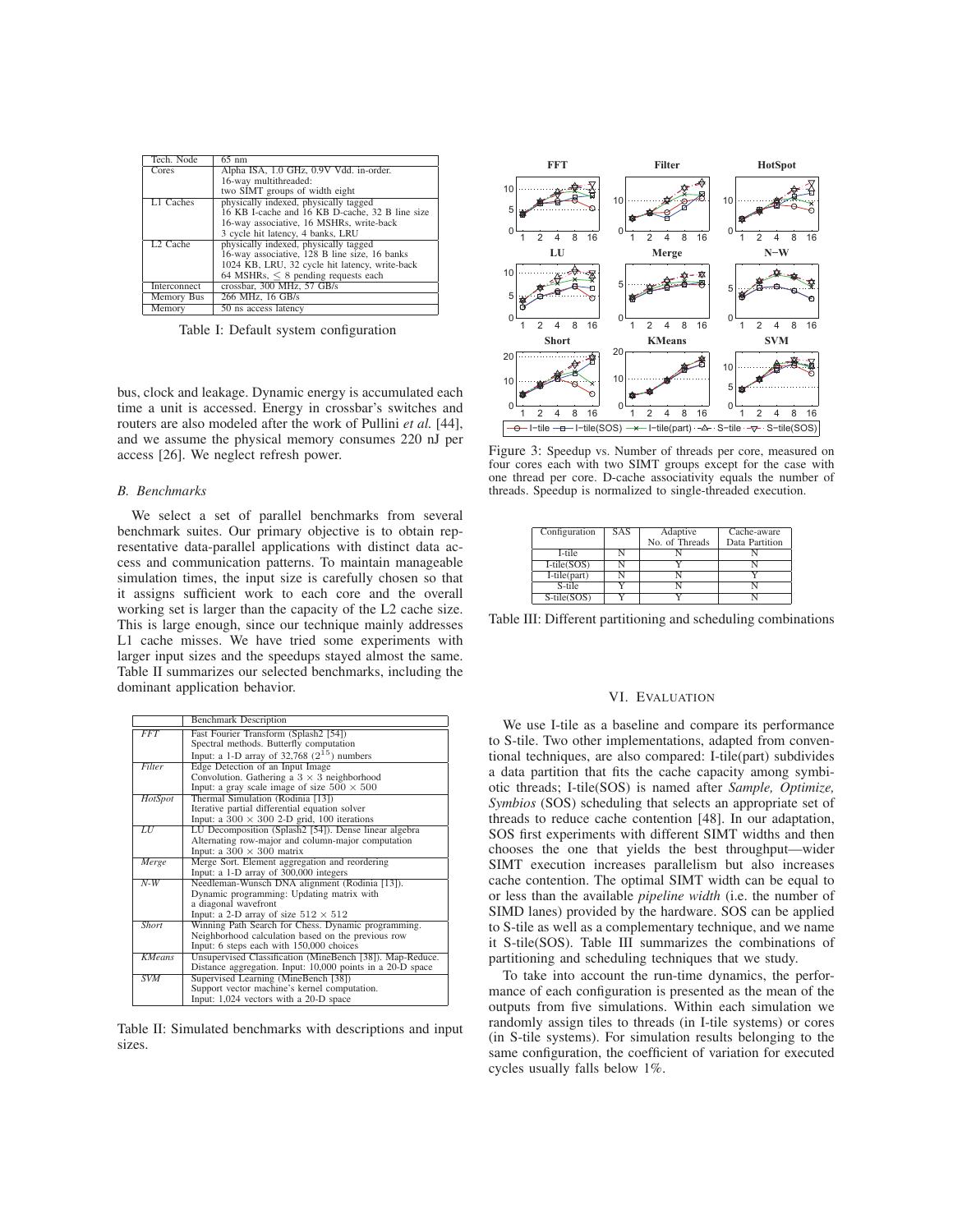| Tech. Node | 65 nm |
|---|---|
| Cores | Alpha ISA, 1.0 GHz, 0.9V Vdd. in-order. 16-way multithreaded: two SIMT groups of width eight |
| L1 Caches | physically indexed, physically tagged 16 KB I-cache and 16 KB D-cache, 32 B line size 16-way associative, 16 MSHRs, write-back 3 cycle hit latency, 4 banks, LRU |
| L2 Cache | physically indexed, physically tagged 16-way associative, 128 B line size, 16 banks 1024 KB, LRU, 32 cycle hit latency, write-back 64 MSHRs, ≤ 8 pending requests each |
| Interconnect | crossbar, 300 MHz, 57 GB/s |
| Memory Bus | 266 MHz, 16 GB/s |
| Memory | 50 ns access latency |

Table I: Default system configuration

bus, clock and leakage. Dynamic energy is accumulated each time a unit is accessed. Energy in crossbar's switches and routers are also modeled after the work of Pullini *et al.* [44], and we assume the physical memory consumes 220 nJ per access [26]. We neglect refresh power.

### B. Benchmarks

We select a set of parallel benchmarks from several benchmark suites. Our primary objective is to obtain representative data-parallel applications with distinct data access and communication patterns. To maintain manageable simulation times, the input size is carefully chosen so that it assigns sufficient work to each core and the overall working set is larger than the capacity of the L2 cache size. This is large enough, since our technique mainly addresses L1 cache misses. We have tried some experiments with larger input sizes and the speedups stayed almost the same. Table II summarizes our selected benchmarks, including the dominant application behavior.

| | Benchmark Description |
|---|---|
| *FFT* | Fast Fourier Transform (Splash2 [54]) Spectral methods. Butterfly computation Input: a 1-D array of 32,768 ($2^{15}$) numbers |
| *Filter* | Edge Detection of an Input Image Convolution. Gathering a $3 \times 3$ neighborhood Input: a gray scale image of size $500 \times 500$ |
| *HotSpot* | Thermal Simulation (Rodinia [13]) Iterative partial differential equation solver Input: a $300 \times 300$ 2-D grid, 100 iterations |
| *LU* | LU Decomposition (Splash2 [54]). Dense linear algebra Alternating row-major and column-major computation Input: a $300 \times 300$ matrix |
| *Merge* | Merge Sort. Element aggregation and reordering Input: a 1-D array of 300,000 integers |
| *N-W* | Needleman-Wunsch DNA alignment (Rodinia [13]). Dynamic programming: Updating matrix with a diagonal wavefront Input: a 2-D array of size $512 \times 512$ |
| *Short* | Winning Path Search for Chess. Dynamic programming. Neighborhood calculation based on the previous row Input: 6 steps each with 150,000 choices |
| *KMeans* | Unsupervised Classification (MineBench [38]). Map-Reduce. Distance aggregation. Input: 10,000 points in a 20-D space |
| *SVM* | Supervised Learning (MineBench [38]) Support vector machine's kernel computation. Input: 1,024 vectors with a 20-D space |

Table II: Simulated benchmarks with descriptions and input sizes.

Figure 3: Speedup vs. Number of threads per core, measured on four cores each with two SIMT groups except for the case with one thread per core. D-cache associativity equals the number of threads. Speedup is normalized to single-threaded execution.

| Configuration | SAS | Adaptive No. of Threads | Cache-aware Data Partition |
|---|---|---|---|
| I-tile | N | N | N |
| I-tile(SOS) | N | Y | N |
| I-tile(part) | N | N | Y |
| S-tile | Y | N | N |
| S-tile(SOS) | Y | Y | N |

Table III: Different partitioning and scheduling combinations

## VI. Evaluation

We use I-tile as a baseline and compare its performance to S-tile. Two other implementations, adapted from conventional techniques, are also compared: I-tile(part) subdivides a data partition that fits the cache capacity among symbiotic threads; I-tile(SOS) is named after *Sample, Optimize, Symbios* (SOS) scheduling that selects an appropriate set of threads to reduce cache contention [48]. In our adaptation, SOS first experiments with different SIMT widths and then chooses the one that yields the best throughput—wider SIMT execution increases parallelism but also increases cache contention. The optimal SIMT width can be equal to or less than the available *pipeline width* (i.e. the number of SIMD lanes) provided by the hardware. SOS can be applied to S-tile as well as a complementary technique, and we name it S-tile(SOS). Table III summarizes the combinations of partitioning and scheduling techniques that we study.

To take into account the run-time dynamics, the performance of each configuration is presented as the mean of the outputs from five simulations. Within each simulation we randomly assign tiles to threads (in I-tile systems) or cores (in S-tile systems). For simulation results belonging to the same configuration, the coefficient of variation for executed cycles usually falls below 1%.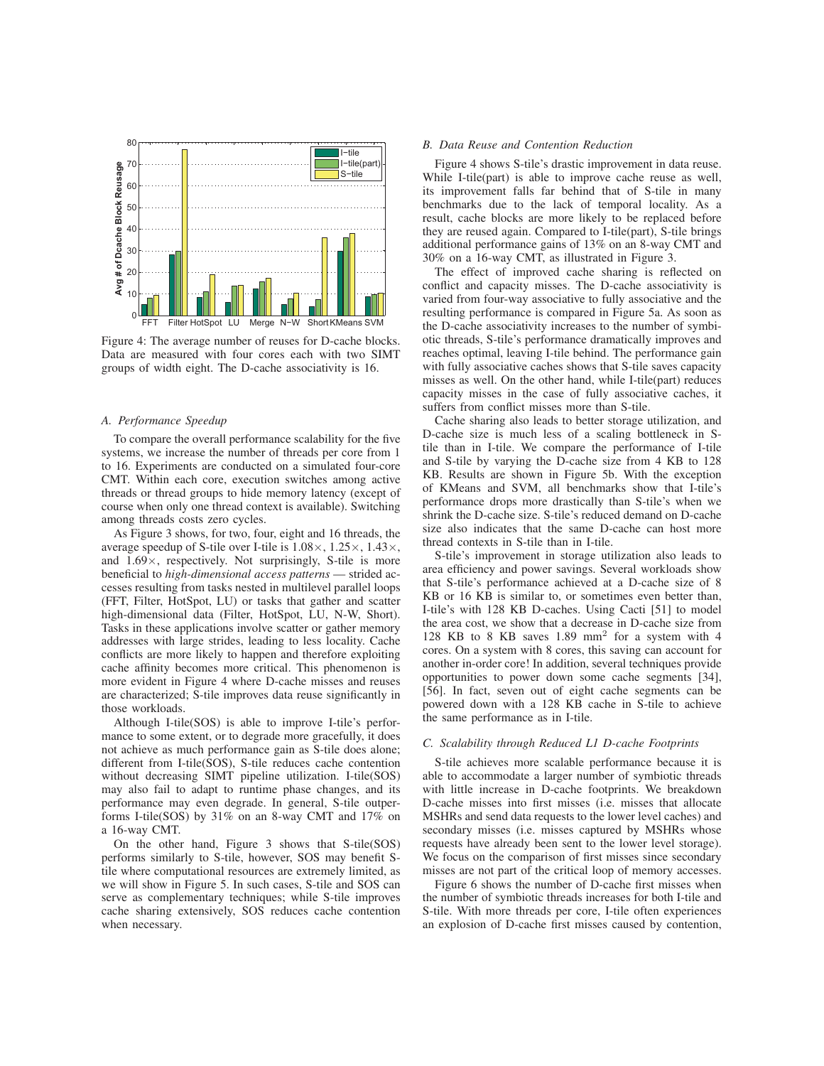Figure 4: The average number of reuses for D-cache blocks. Data are measured with four cores each with two SIMT groups of width eight. The D-cache associativity is 16.

### A. Performance Speedup

To compare the overall performance scalability for the five systems, we increase the number of threads per core from 1 to 16. Experiments are conducted on a simulated four-core CMT. Within each core, execution switches among active threads or thread groups to hide memory latency (except of course when only one thread context is available). Switching among threads costs zero cycles.

As Figure 3 shows, for two, four, eight and 16 threads, the average speedup of S-tile over I-tile is 1.08×, 1.25×, 1.43×, and 1.69×, respectively. Not surprisingly, S-tile is more beneficial to *high-dimensional access patterns* — strided accesses resulting from tasks nested in multilevel parallel loops (FFT, Filter, HotSpot, LU) or tasks that gather and scatter high-dimensional data (Filter, HotSpot, LU, N-W, Short). Tasks in these applications involve scatter or gather memory addresses with large strides, leading to less locality. Cache conflicts are more likely to happen and therefore exploiting cache affinity becomes more critical. This phenomenon is more evident in Figure 4 where D-cache misses and reuses are characterized; S-tile improves data reuse significantly in those workloads.

Although I-tile(SOS) is able to improve I-tile's performance to some extent, or to degrade more gracefully, it does not achieve as much performance gain as S-tile does alone; different from I-tile(SOS), S-tile reduces cache contention without decreasing SIMT pipeline utilization. I-tile(SOS) may also fail to adapt to runtime phase changes, and its performance may even degrade. In general, S-tile outperforms I-tile(SOS) by 31% on an 8-way CMT and 17% on a 16-way CMT.

On the other hand, Figure 3 shows that S-tile(SOS) performs similarly to S-tile, however, SOS may benefit S-tile where computational resources are extremely limited, as we will show in Figure 5. In such cases, S-tile and SOS can serve as complementary techniques; while S-tile improves cache sharing extensively, SOS reduces cache contention when necessary.

### B. Data Reuse and Contention Reduction

Figure 4 shows S-tile's drastic improvement in data reuse. While I-tile(part) is able to improve cache reuse as well, its improvement falls far behind that of S-tile in many benchmarks due to the lack of temporal locality. As a result, cache blocks are more likely to be replaced before they are reused again. Compared to I-tile(part), S-tile brings additional performance gains of 13% on an 8-way CMT and 30% on a 16-way CMT, as illustrated in Figure 3.

The effect of improved cache sharing is reflected on conflict and capacity misses. The D-cache associativity is varied from four-way associative to fully associative and the resulting performance is compared in Figure 5a. As soon as the D-cache associativity increases to the number of symbiotic threads, S-tile's performance dramatically improves and reaches optimal, leaving I-tile behind. The performance gain with fully associative caches shows that S-tile saves capacity misses as well. On the other hand, while I-tile(part) reduces capacity misses in the case of fully associative caches, it suffers from conflict misses more than S-tile.

Cache sharing also leads to better storage utilization, and D-cache size is much less of a scaling bottleneck in S-tile than in I-tile. We compare the performance of I-tile and S-tile by varying the D-cache size from 4 KB to 128 KB. Results are shown in Figure 5b. With the exception of KMeans and SVM, all benchmarks show that I-tile's performance drops more drastically than S-tile's when we shrink the D-cache size. S-tile's reduced demand on D-cache size also indicates that the same D-cache can host more thread contexts in S-tile than in I-tile.

S-tile's improvement in storage utilization also leads to area efficiency and power savings. Several workloads show that S-tile's performance achieved at a D-cache size of 8 KB or 16 KB is similar to, or sometimes even better than, I-tile's with 128 KB D-caches. Using Cacti [51] to model the area cost, we show that a decrease in D-cache size from 128 KB to 8 KB saves 1.89 $mm^2$ for a system with 4 cores. On a system with 8 cores, this saving can account for another in-order core! In addition, several techniques provide opportunities to power down some cache segments [34], [56]. In fact, seven out of eight cache segments can be powered down with a 128 KB cache in S-tile to achieve the same performance as in I-tile.

### C. Scalability through Reduced L1 D-cache Footprints

S-tile achieves more scalable performance because it is able to accommodate a larger number of symbiotic threads with little increase in D-cache footprints. We breakdown D-cache misses into first misses (i.e. misses that allocate MSHRs and send data requests to the lower level caches) and secondary misses (i.e. misses captured by MSHRs whose requests have already been sent to the lower level storage). We focus on the comparison of first misses since secondary misses are not part of the critical loop of memory accesses.

Figure 6 shows the number of D-cache first misses when the number of symbiotic threads increases for both I-tile and S-tile. With more threads per core, I-tile often experiences an explosion of D-cache first misses caused by contention,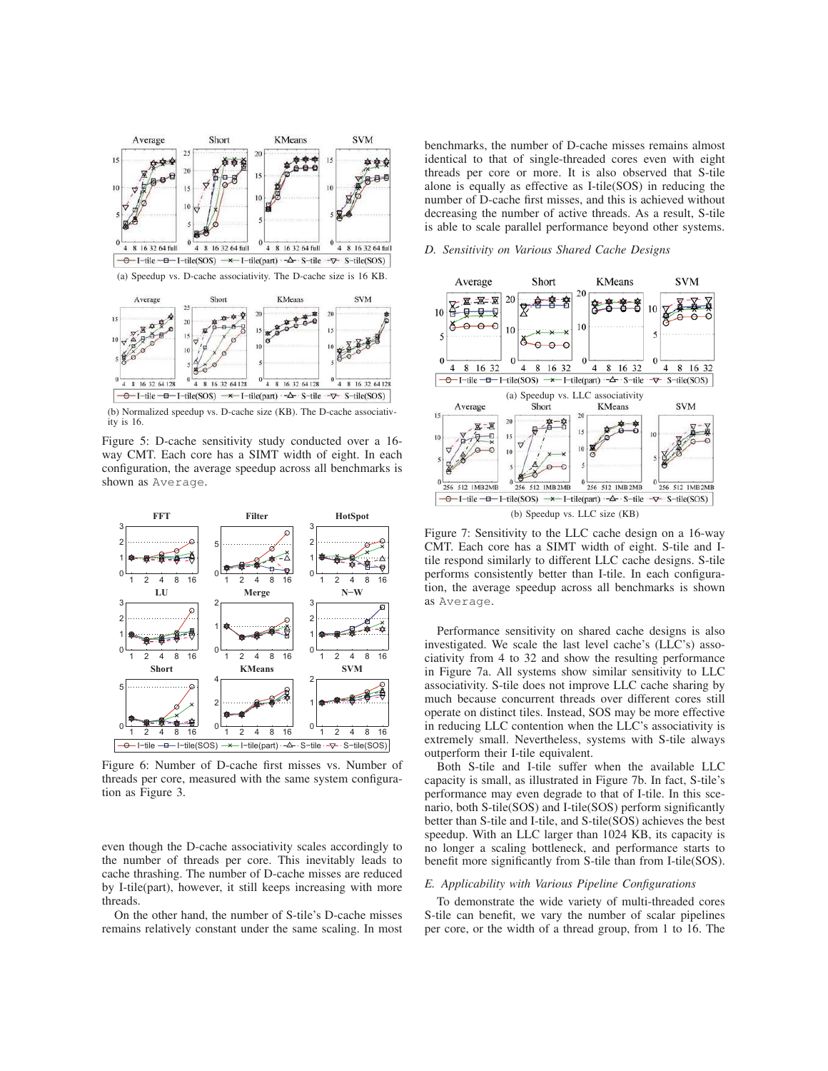(a) Speedup vs. D-cache associativity. The D-cache size is 16 KB.

(b) Normalized speedup vs. D-cache size (KB). The D-cache associativity is 16.

Figure 5: D-cache sensitivity study conducted over a 16-way CMT. Each core has a SIMT width of eight. In each configuration, the average speedup across all benchmarks is shown as `Average`.

Figure 6: Number of D-cache first misses vs. Number of threads per core, measured with the same system configuration as Figure 3.

even though the D-cache associativity scales accordingly to the number of threads per core. This inevitably leads to cache thrashing. The number of D-cache misses are reduced by I-tile(part), however, it still keeps increasing with more threads.

On the other hand, the number of S-tile's D-cache misses remains relatively constant under the same scaling. In most benchmarks, the number of D-cache misses remains almost identical to that of single-threaded cores even with eight threads per core or more. It is also observed that S-tile alone is equally as effective as I-tile(SOS) in reducing the number of D-cache first misses, and this is achieved without decreasing the number of active threads. As a result, S-tile is able to scale parallel performance beyond other systems.

### D. Sensitivity on Various Shared Cache Designs

(a) Speedup vs. LLC associativity

(b) Speedup vs. LLC size (KB)

Figure 7: Sensitivity to the LLC cache design on a 16-way CMT. Each core has a SIMT width of eight. S-tile and I-tile respond similarly to different LLC cache designs. S-tile performs consistently better than I-tile. In each configuration, the average speedup across all benchmarks is shown as `Average`.

Performance sensitivity on shared cache designs is also investigated. We scale the last level cache's (LLC's) associativity from 4 to 32 and show the resulting performance in Figure 7a. All systems show similar sensitivity to LLC associativity. S-tile does not improve LLC cache sharing by much because concurrent threads over different cores still operate on distinct tiles. Instead, SOS may be more effective in reducing LLC contention when the LLC's associativity is extremely small. Nevertheless, systems with S-tile always outperform their I-tile equivalent.

Both S-tile and I-tile suffer when the available LLC capacity is small, as illustrated in Figure 7b. In fact, S-tile's performance may even degrade to that of I-tile. In this scenario, both S-tile(SOS) and I-tile(SOS) perform significantly better than S-tile and I-tile, and S-tile(SOS) achieves the best speedup. With an LLC larger than 1024 KB, its capacity is no longer a scaling bottleneck, and performance starts to benefit more significantly from S-tile than from I-tile(SOS).

### E. Applicability with Various Pipeline Configurations

To demonstrate the wide variety of multi-threaded cores S-tile can benefit, we vary the number of scalar pipelines per core, or the width of a thread group, from 1 to 16. The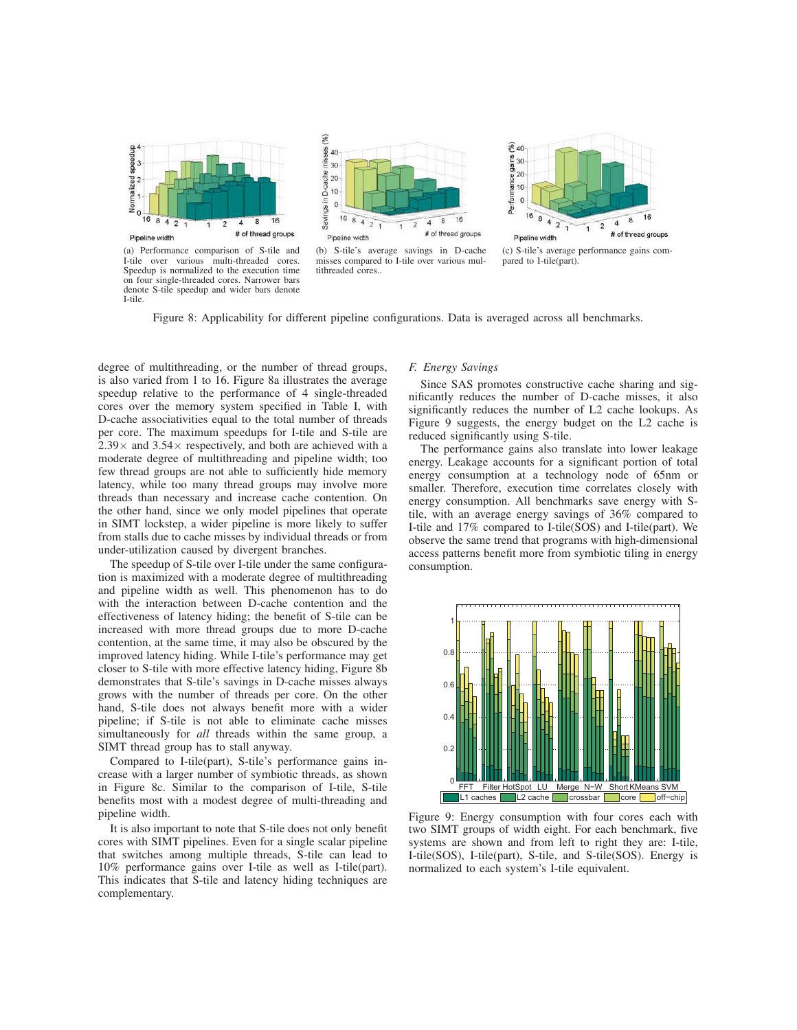(a) Performance comparison of S-tile and I-tile over various multi-threaded cores. Speedup is normalized to the execution time on four single-threaded cores. Narrower bars denote S-tile speedup and wider bars denote I-tile.

(b) S-tile's average savings in D-cache misses compared to I-tile over various multithreaded cores..

(c) S-tile's average performance gains compared to I-tile(part).

Figure 8: Applicability for different pipeline configurations. Data is averaged across all benchmarks.

degree of multithreading, or the number of thread groups, is also varied from 1 to 16. Figure 8a illustrates the average speedup relative to the performance of 4 single-threaded cores over the memory system specified in Table I, with D-cache associativities equal to the total number of threads per core. The maximum speedups for I-tile and S-tile are $2.39\times$ and $3.54\times$ respectively, and both are achieved with a moderate degree of multithreading and pipeline width; too few thread groups are not able to sufficiently hide memory latency, while too many thread groups may involve more threads than necessary and increase cache contention. On the other hand, since we only model pipelines that operate in SIMT lockstep, a wider pipeline is more likely to suffer from stalls due to cache misses by individual threads or from under-utilization caused by divergent branches.

The speedup of S-tile over I-tile under the same configuration is maximized with a moderate degree of multithreading and pipeline width as well. This phenomenon has to do with the interaction between D-cache contention and the effectiveness of latency hiding; the benefit of S-tile can be increased with more thread groups due to more D-cache contention, at the same time, it may also be obscured by the improved latency hiding. While I-tile's performance may get closer to S-tile with more effective latency hiding, Figure 8b demonstrates that S-tile's savings in D-cache misses always grows with the number of threads per core. On the other hand, S-tile does not always benefit more with a wider pipeline; if S-tile is not able to eliminate cache misses simultaneously for *all* threads within the same group, a SIMT thread group has to stall anyway.

Compared to I-tile(part), S-tile's performance gains increase with a larger number of symbiotic threads, as shown in Figure 8c. Similar to the comparison of I-tile, S-tile benefits most with a modest degree of multi-threading and pipeline width.

It is also important to note that S-tile does not only benefit cores with SIMT pipelines. Even for a single scalar pipeline that switches among multiple threads, S-tile can lead to 10% performance gains over I-tile as well as I-tile(part). This indicates that S-tile and latency hiding techniques are complementary.

### F. Energy Savings

Since SAS promotes constructive cache sharing and significantly reduces the number of D-cache misses, it also significantly reduces the number of L2 cache lookups. As Figure 9 suggests, the energy budget on the L2 cache is reduced significantly using S-tile.

The performance gains also translate into lower leakage energy. Leakage accounts for a significant portion of total energy consumption at a technology node of 65nm or smaller. Therefore, execution time correlates closely with energy consumption. All benchmarks save energy with S-tile, with an average energy savings of 36% compared to I-tile and 17% compared to I-tile(SOS) and I-tile(part). We observe the same trend that programs with high-dimensional access patterns benefit more from symbiotic tiling in energy consumption.

Figure 9: Energy consumption with four cores each with two SIMT groups of width eight. For each benchmark, five systems are shown and from left to right they are: I-tile, I-tile(SOS), I-tile(part), S-tile, and S-tile(SOS). Energy is normalized to each system's I-tile equivalent.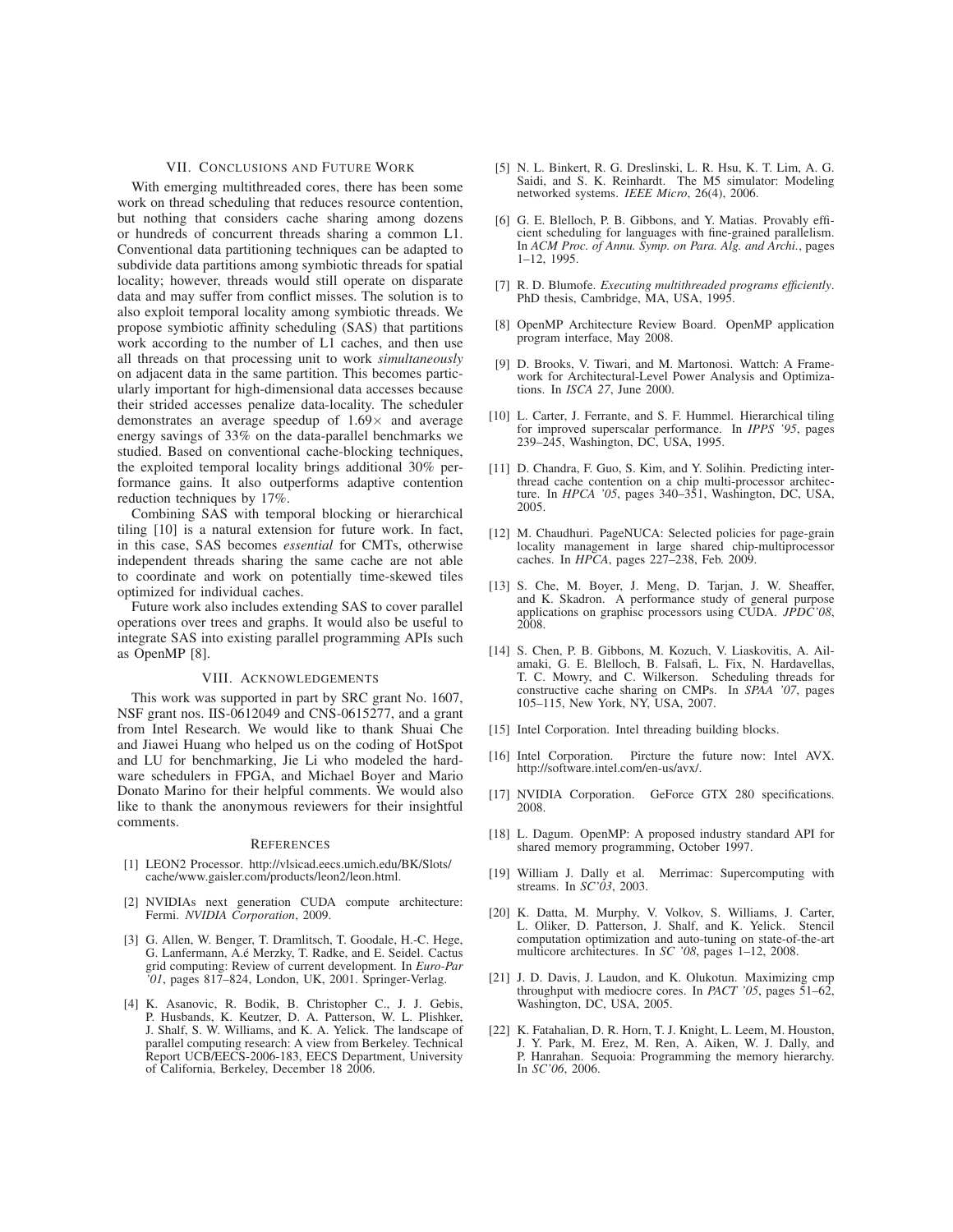## VII. Conclusions and Future Work

With emerging multithreaded cores, there has been some work on thread scheduling that reduces resource contention, but nothing that considers cache sharing among dozens or hundreds of concurrent threads sharing a common L1. Conventional data partitioning techniques can be adapted to subdivide data partitions among symbiotic threads for spatial locality; however, threads would still operate on disparate data and may suffer from conflict misses. The solution is to also exploit temporal locality among symbiotic threads. We propose symbiotic affinity scheduling (SAS) that partitions work according to the number of L1 caches, and then use all threads on that processing unit to work *simultaneously* on adjacent data in the same partition. This becomes particularly important for high-dimensional data accesses because their strided accesses penalize data-locality. The scheduler demonstrates an average speedup of $1.69\times$ and average energy savings of 33% on the data-parallel benchmarks we studied. Based on conventional cache-blocking techniques, the exploited temporal locality brings additional 30% performance gains. It also outperforms adaptive contention reduction techniques by 17%.

Combining SAS with temporal blocking or hierarchical tiling [10] is a natural extension for future work. In fact, in this case, SAS becomes *essential* for CMTs, otherwise independent threads sharing the same cache are not able to coordinate and work on potentially time-skewed tiles optimized for individual caches.

Future work also includes extending SAS to cover parallel operations over trees and graphs. It would also be useful to integrate SAS into existing parallel programming APIs such as OpenMP [8].

## VIII. Acknowledgements

This work was supported in part by SRC grant No. 1607, NSF grant nos. IIS-0612049 and CNS-0615277, and a grant from Intel Research. We would like to thank Shuai Che and Jiawei Huang who helped us on the coding of HotSpot and LU for benchmarking, Jie Li who modeled the hardware schedulers in FPGA, and Michael Boyer and Mario Donato Marino for their helpful comments. We would also like to thank the anonymous reviewers for their insightful comments.

## References

[1] LEON2 Processor. http://vlsicad.eecs.umich.edu/BK/Slots/cache/www.gaisler.com/products/leon2/leon.html.

[2] NVIDIAs next generation CUDA compute architecture: Fermi. *NVIDIA Corporation*, 2009.

[3] G. Allen, W. Benger, T. Dramlitsch, T. Goodale, H.-C. Hege, G. Lanfermann, A.é Merzky, T. Radke, and E. Seidel. Cactus grid computing: Review of current development. In *Euro-Par '01*, pages 817–824, London, UK, 2001. Springer-Verlag.

[4] K. Asanovic, R. Bodik, B. Christopher C., J. J. Gebis, P. Husbands, K. Keutzer, D. A. Patterson, W. L. Plishker, J. Shalf, S. W. Williams, and K. A. Yelick. The landscape of parallel computing research: A view from Berkeley. Technical Report UCB/EECS-2006-183, EECS Department, University of California, Berkeley, December 18 2006.

[5] N. L. Binkert, R. G. Dreslinski, L. R. Hsu, K. T. Lim, A. G. Saidi, and S. K. Reinhardt. The M5 simulator: Modeling networked systems. *IEEE Micro*, 26(4), 2006.

[6] G. E. Blelloch, P. B. Gibbons, and Y. Matias. Provably efficient scheduling for languages with fine-grained parallelism. In *ACM Proc. of Annu. Symp. on Para. Alg. and Archi.*, pages 1–12, 1995.

[7] R. D. Blumofe. *Executing multithreaded programs efficiently*. PhD thesis, Cambridge, MA, USA, 1995.

[8] OpenMP Architecture Review Board. OpenMP application program interface, May 2008.

[9] D. Brooks, V. Tiwari, and M. Martonosi. Wattch: A Framework for Architectural-Level Power Analysis and Optimizations. In *ISCA 27*, June 2000.

[10] L. Carter, J. Ferrante, and S. F. Hummel. Hierarchical tiling for improved superscalar performance. In *IPPS '95*, pages 239–245, Washington, DC, USA, 1995.

[11] D. Chandra, F. Guo, S. Kim, and Y. Solihin. Predicting inter-thread cache contention on a chip multi-processor architecture. In *HPCA '05*, pages 340–351, Washington, DC, USA, 2005.

[12] M. Chaudhuri. PageNUCA: Selected policies for page-grain locality management in large shared chip-multiprocessor caches. In *HPCA*, pages 227–238, Feb. 2009.

[13] S. Che, M. Boyer, J. Meng, D. Tarjan, J. W. Sheaffer, and K. Skadron. A performance study of general purpose applications on graphisc processors using CUDA. *JPDC'08*, 2008.

[14] S. Chen, P. B. Gibbons, M. Kozuch, V. Liaskovitis, A. Ailamaki, G. E. Blelloch, B. Falsafi, L. Fix, N. Hardavellas, T. C. Mowry, and C. Wilkerson. Scheduling threads for constructive cache sharing on CMPs. In *SPAA '07*, pages 105–115, New York, NY, USA, 2007.

[15] Intel Corporation. Intel threading building blocks.

[16] Intel Corporation. Pircture the future now: Intel AVX. http://software.intel.com/en-us/avx/.

[17] NVIDIA Corporation. GeForce GTX 280 specifications. 2008.

[18] L. Dagum. OpenMP: A proposed industry standard API for shared memory programming, October 1997.

[19] William J. Dally et al. Merrimac: Supercomputing with streams. In *SC'03*, 2003.

[20] K. Datta, M. Murphy, V. Volkov, S. Williams, J. Carter, L. Oliker, D. Patterson, J. Shalf, and K. Yelick. Stencil computation optimization and auto-tuning on state-of-the-art multicore architectures. In *SC '08*, pages 1–12, 2008.

[21] J. D. Davis, J. Laudon, and K. Olukotun. Maximizing cmp throughput with mediocre cores. In *PACT '05*, pages 51–62, Washington, DC, USA, 2005.

[22] K. Fatahalian, D. R. Horn, T. J. Knight, L. Leem, M. Houston, J. Y. Park, M. Erez, M. Ren, A. Aiken, W. J. Dally, and P. Hanrahan. Sequoia: Programming the memory hierarchy. In *SC'06*, 2006.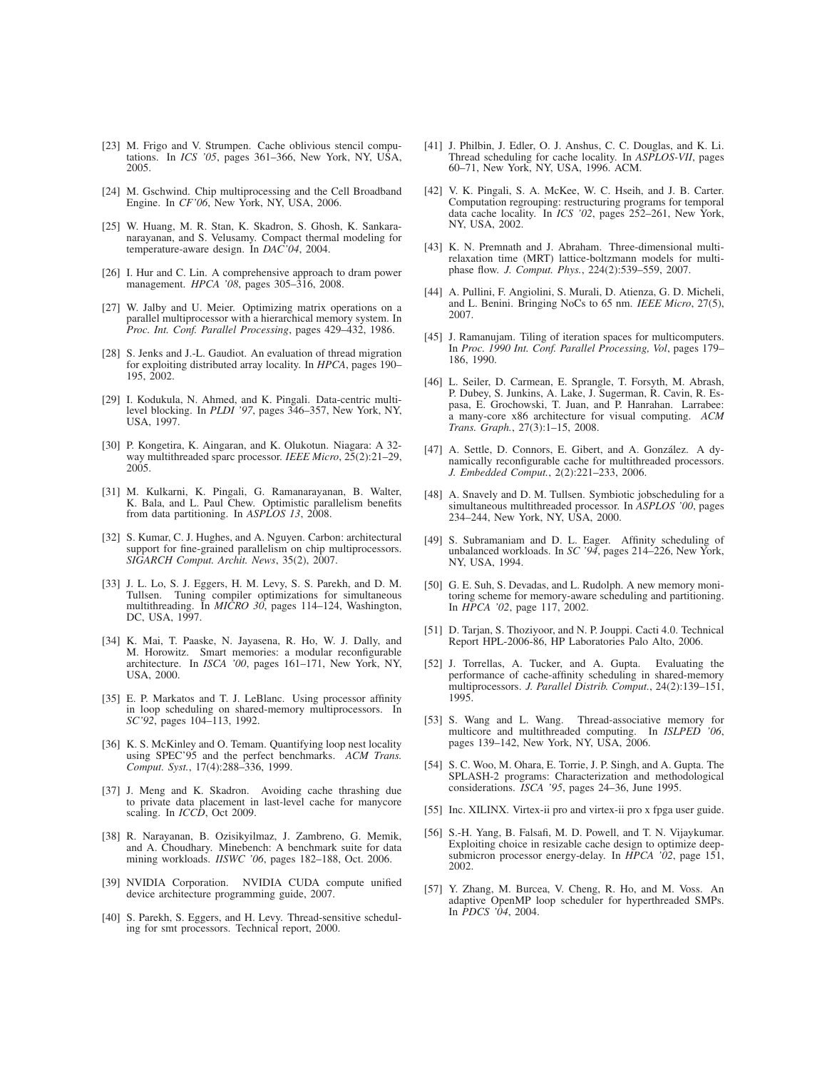[23] M. Frigo and V. Strumpen. Cache oblivious stencil computations. In *ICS '05*, pages 361–366, New York, NY, USA, 2005.

[24] M. Gschwind. Chip multiprocessing and the Cell Broadband Engine. In *CF'06*, New York, NY, USA, 2006.

[25] W. Huang, M. R. Stan, K. Skadron, S. Ghosh, K. Sankaranarayanan, and S. Velusamy. Compact thermal modeling for temperature-aware design. In *DAC'04*, 2004.

[26] I. Hur and C. Lin. A comprehensive approach to dram power management. *HPCA '08*, pages 305–316, 2008.

[27] W. Jalby and U. Meier. Optimizing matrix operations on a parallel multiprocessor with a hierarchical memory system. In *Proc. Int. Conf. Parallel Processing*, pages 429–432, 1986.

[28] S. Jenks and J.-L. Gaudiot. An evaluation of thread migration for exploiting distributed array locality. In *HPCA*, pages 190–195, 2002.

[29] I. Kodukula, N. Ahmed, and K. Pingali. Data-centric multi-level blocking. In *PLDI '97*, pages 346–357, New York, NY, USA, 1997.

[30] P. Kongetira, K. Aingaran, and K. Olukotun. Niagara: A 32-way multithreaded sparc processor. *IEEE Micro*, 25(2):21–29, 2005.

[31] M. Kulkarni, K. Pingali, G. Ramanarayanan, B. Walter, K. Bala, and L. Paul Chew. Optimistic parallelism benefits from data partitioning. In *ASPLOS 13*, 2008.

[32] S. Kumar, C. J. Hughes, and A. Nguyen. Carbon: architectural support for fine-grained parallelism on chip multiprocessors. *SIGARCH Comput. Archit. News*, 35(2), 2007.

[33] J. L. Lo, S. J. Eggers, H. M. Levy, S. S. Parekh, and D. M. Tullsen. Tuning compiler optimizations for simultaneous multithreading. In *MICRO 30*, pages 114–124, Washington, DC, USA, 1997.

[34] K. Mai, T. Paaske, N. Jayasena, R. Ho, W. J. Dally, and M. Horowitz. Smart memories: a modular reconfigurable architecture. In *ISCA '00*, pages 161–171, New York, NY, USA, 2000.

[35] E. P. Markatos and T. J. LeBlanc. Using processor affinity in loop scheduling on shared-memory multiprocessors. In *SC'92*, pages 104–113, 1992.

[36] K. S. McKinley and O. Temam. Quantifying loop nest locality using SPEC'95 and the perfect benchmarks. *ACM Trans. Comput. Syst.*, 17(4):288–336, 1999.

[37] J. Meng and K. Skadron. Avoiding cache thrashing due to private data placement in last-level cache for manycore scaling. In *ICCD*, Oct 2009.

[38] R. Narayanan, B. Ozisikyilmaz, J. Zambreno, G. Memik, and A. Choudhary. Minebench: A benchmark suite for data mining workloads. *IISWC '06*, pages 182–188, Oct. 2006.

[39] NVIDIA Corporation. NVIDIA CUDA compute unified device architecture programming guide, 2007.

[40] S. Parekh, S. Eggers, and H. Levy. Thread-sensitive scheduling for smt processors. Technical report, 2000.

[41] J. Philbin, J. Edler, O. J. Anshus, C. C. Douglas, and K. Li. Thread scheduling for cache locality. In *ASPLOS-VII*, pages 60–71, New York, NY, USA, 1996. ACM.

[42] V. K. Pingali, S. A. McKee, W. C. Hseih, and J. B. Carter. Computation regrouping: restructuring programs for temporal data cache locality. In *ICS '02*, pages 252–261, New York, NY, USA, 2002.

[43] K. N. Premnath and J. Abraham. Three-dimensional multi-relaxation time (MRT) lattice-boltzmann models for multiphase flow. *J. Comput. Phys.*, 224(2):539–559, 2007.

[44] A. Pullini, F. Angiolini, S. Murali, D. Atienza, G. D. Micheli, and L. Benini. Bringing NoCs to 65 nm. *IEEE Micro*, 27(5), 2007.

[45] J. Ramanujam. Tiling of iteration spaces for multicomputers. In *Proc. 1990 Int. Conf. Parallel Processing, Vol*, pages 179–186, 1990.

[46] L. Seiler, D. Carmean, E. Sprangle, T. Forsyth, M. Abrash, P. Dubey, S. Junkins, A. Lake, J. Sugerman, R. Cavin, R. Espasa, E. Grochowski, T. Juan, and P. Hanrahan. Larrabee: a many-core x86 architecture for visual computing. *ACM Trans. Graph.*, 27(3):1–15, 2008.

[47] A. Settle, D. Connors, E. Gibert, and A. González. A dynamically reconfigurable cache for multithreaded processors. *J. Embedded Comput.*, 2(2):221–233, 2006.

[48] A. Snavely and D. M. Tullsen. Symbiotic jobscheduling for a simultaneous multithreaded processor. In *ASPLOS '00*, pages 234–244, New York, NY, USA, 2000.

[49] S. Subramaniam and D. L. Eager. Affinity scheduling of unbalanced workloads. In *SC '94*, pages 214–226, New York, NY, USA, 1994.

[50] G. E. Suh, S. Devadas, and L. Rudolph. A new memory monitoring scheme for memory-aware scheduling and partitioning. In *HPCA '02*, page 117, 2002.

[51] D. Tarjan, S. Thoziyoor, and N. P. Jouppi. Cacti 4.0. Technical Report HPL-2006-86, HP Laboratories Palo Alto, 2006.

[52] J. Torrellas, A. Tucker, and A. Gupta. Evaluating the performance of cache-affinity scheduling in shared-memory multiprocessors. *J. Parallel Distrib. Comput.*, 24(2):139–151, 1995.

[53] S. Wang and L. Wang. Thread-associative memory for multicore and multithreaded computing. In *ISLPED '06*, pages 139–142, New York, NY, USA, 2006.

[54] S. C. Woo, M. Ohara, E. Torrie, J. P. Singh, and A. Gupta. The SPLASH-2 programs: Characterization and methodological considerations. *ISCA '95*, pages 24–36, June 1995.

[55] Inc. XILINX. Virtex-ii pro and virtex-ii pro x fpga user guide.

[56] S.-H. Yang, B. Falsafi, M. D. Powell, and T. N. Vijaykumar. Exploiting choice in resizable cache design to optimize deep-submicron processor energy-delay. In *HPCA '02*, page 151, 2002.

[57] Y. Zhang, M. Burcea, V. Cheng, R. Ho, and M. Voss. An adaptive OpenMP loop scheduler for hyperthreaded SMPs. In *PDCS '04*, 2004.